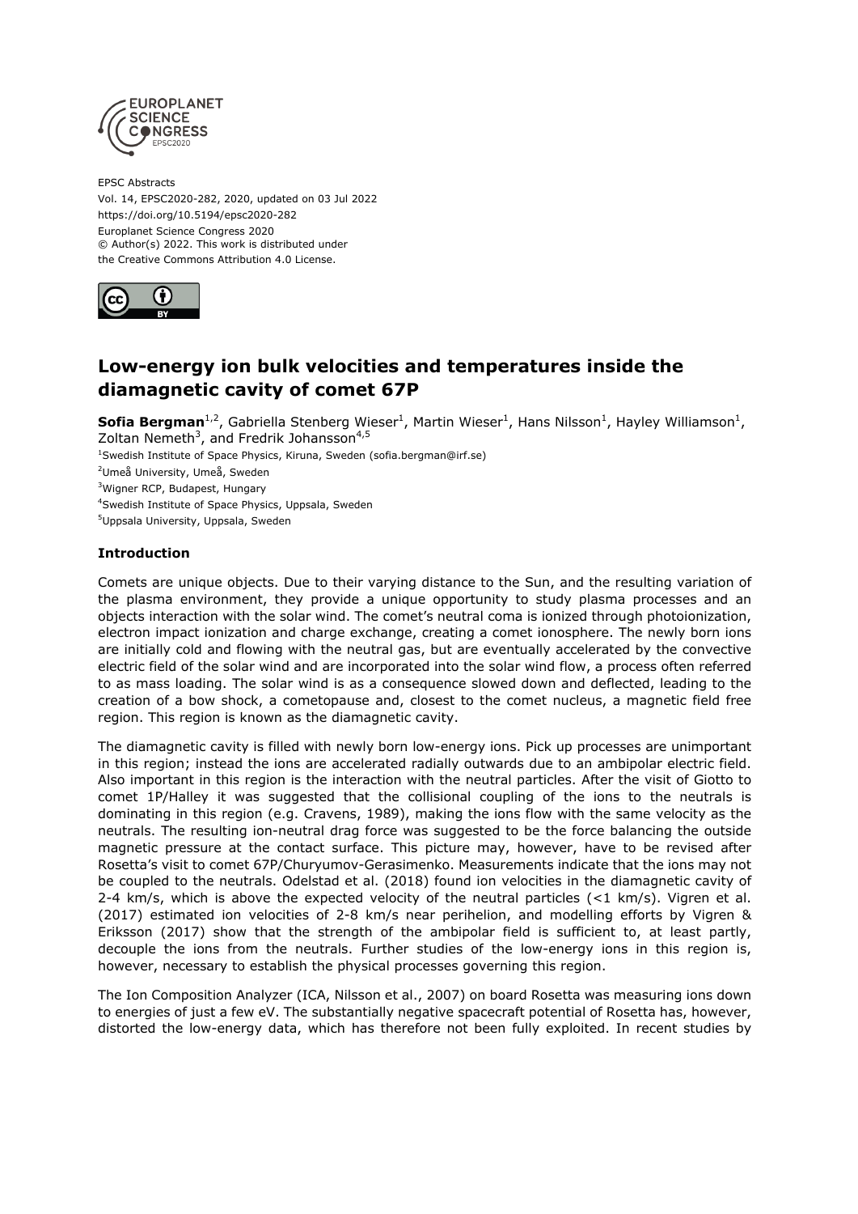EPSC Abstracts
Vol. 14, EPSC2020-282, 2020, updated on 03 Jul 2022
https://doi.org/10.5194/epsc2020-282
Europlanet Science Congress 2020
© Author(s) 2022. This work is distributed under
the Creative Commons Attribution 4.0 License.

# Low-energy ion bulk velocities and temperatures inside the diamagnetic cavity of comet 67P

**Sofia Bergman**[1,2], Gabriella Stenberg Wieser[1], Martin Wieser[1], Hans Nilsson[1], Hayley Williamson[1], Zoltan Nemeth[3], and Fredrik Johansson[4,5]

[1]Swedish Institute of Space Physics, Kiruna, Sweden (sofia.bergman@irf.se)
[2]Umeå University, Umeå, Sweden
[3]Wigner RCP, Budapest, Hungary
[4]Swedish Institute of Space Physics, Uppsala, Sweden
[5]Uppsala University, Uppsala, Sweden

### Introduction

Comets are unique objects. Due to their varying distance to the Sun, and the resulting variation of the plasma environment, they provide a unique opportunity to study plasma processes and an objects interaction with the solar wind. The comet's neutral coma is ionized through photoionization, electron impact ionization and charge exchange, creating a comet ionosphere. The newly born ions are initially cold and flowing with the neutral gas, but are eventually accelerated by the convective electric field of the solar wind and are incorporated into the solar wind flow, a process often referred to as mass loading. The solar wind is as a consequence slowed down and deflected, leading to the creation of a bow shock, a cometopause and, closest to the comet nucleus, a magnetic field free region. This region is known as the diamagnetic cavity.

The diamagnetic cavity is filled with newly born low-energy ions. Pick up processes are unimportant in this region; instead the ions are accelerated radially outwards due to an ambipolar electric field. Also important in this region is the interaction with the neutral particles. After the visit of Giotto to comet 1P/Halley it was suggested that the collisional coupling of the ions to the neutrals is dominating in this region (e.g. Cravens, 1989), making the ions flow with the same velocity as the neutrals. The resulting ion-neutral drag force was suggested to be the force balancing the outside magnetic pressure at the contact surface. This picture may, however, have to be revised after Rosetta's visit to comet 67P/Churyumov-Gerasimenko. Measurements indicate that the ions may not be coupled to the neutrals. Odelstad et al. (2018) found ion velocities in the diamagnetic cavity of 2-4 km/s, which is above the expected velocity of the neutral particles (<1 km/s). Vigren et al. (2017) estimated ion velocities of 2-8 km/s near perihelion, and modelling efforts by Vigren & Eriksson (2017) show that the strength of the ambipolar field is sufficient to, at least partly, decouple the ions from the neutrals. Further studies of the low-energy ions in this region is, however, necessary to establish the physical processes governing this region.

The Ion Composition Analyzer (ICA, Nilsson et al., 2007) on board Rosetta was measuring ions down to energies of just a few eV. The substantially negative spacecraft potential of Rosetta has, however, distorted the low-energy data, which has therefore not been fully exploited. In recent studies by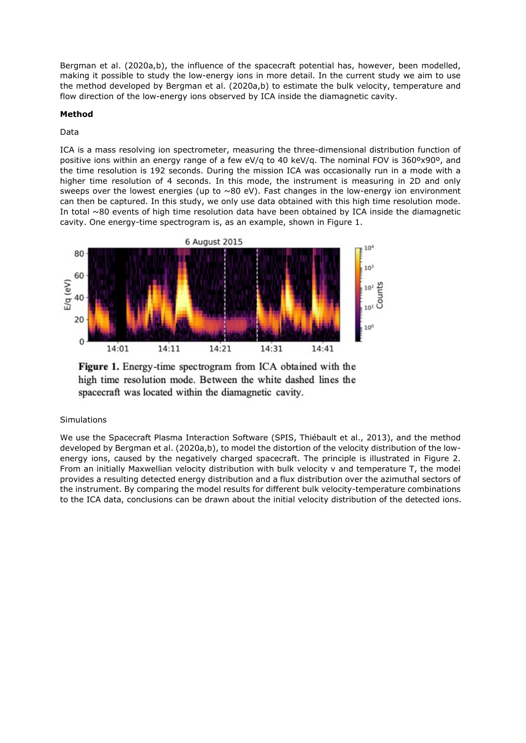Bergman et al. (2020a,b), the influence of the spacecraft potential has, however, been modelled, making it possible to study the low-energy ions in more detail. In the current study we aim to use the method developed by Bergman et al. (2020a,b) to estimate the bulk velocity, temperature and flow direction of the low-energy ions observed by ICA inside the diamagnetic cavity.

**Method**

Data

ICA is a mass resolving ion spectrometer, measuring the three-dimensional distribution function of positive ions within an energy range of a few eV/q to 40 keV/q. The nominal FOV is 360ºx90º, and the time resolution is 192 seconds. During the mission ICA was occasionally run in a mode with a higher time resolution of 4 seconds. In this mode, the instrument is measuring in 2D and only sweeps over the lowest energies (up to ~80 eV). Fast changes in the low-energy ion environment can then be captured. In this study, we only use data obtained with this high time resolution mode. In total ~80 events of high time resolution data have been obtained by ICA inside the diamagnetic cavity. One energy-time spectrogram is, as an example, shown in Figure 1.

**Figure 1.** Energy-time spectrogram from ICA obtained with the high time resolution mode. Between the white dashed lines the spacecraft was located within the diamagnetic cavity.

Simulations

We use the Spacecraft Plasma Interaction Software (SPIS, Thiébault et al., 2013), and the method developed by Bergman et al. (2020a,b), to model the distortion of the velocity distribution of the low-energy ions, caused by the negatively charged spacecraft. The principle is illustrated in Figure 2. From an initially Maxwellian velocity distribution with bulk velocity v and temperature T, the model provides a resulting detected energy distribution and a flux distribution over the azimuthal sectors of the instrument. By comparing the model results for different bulk velocity-temperature combinations to the ICA data, conclusions can be drawn about the initial velocity distribution of the detected ions.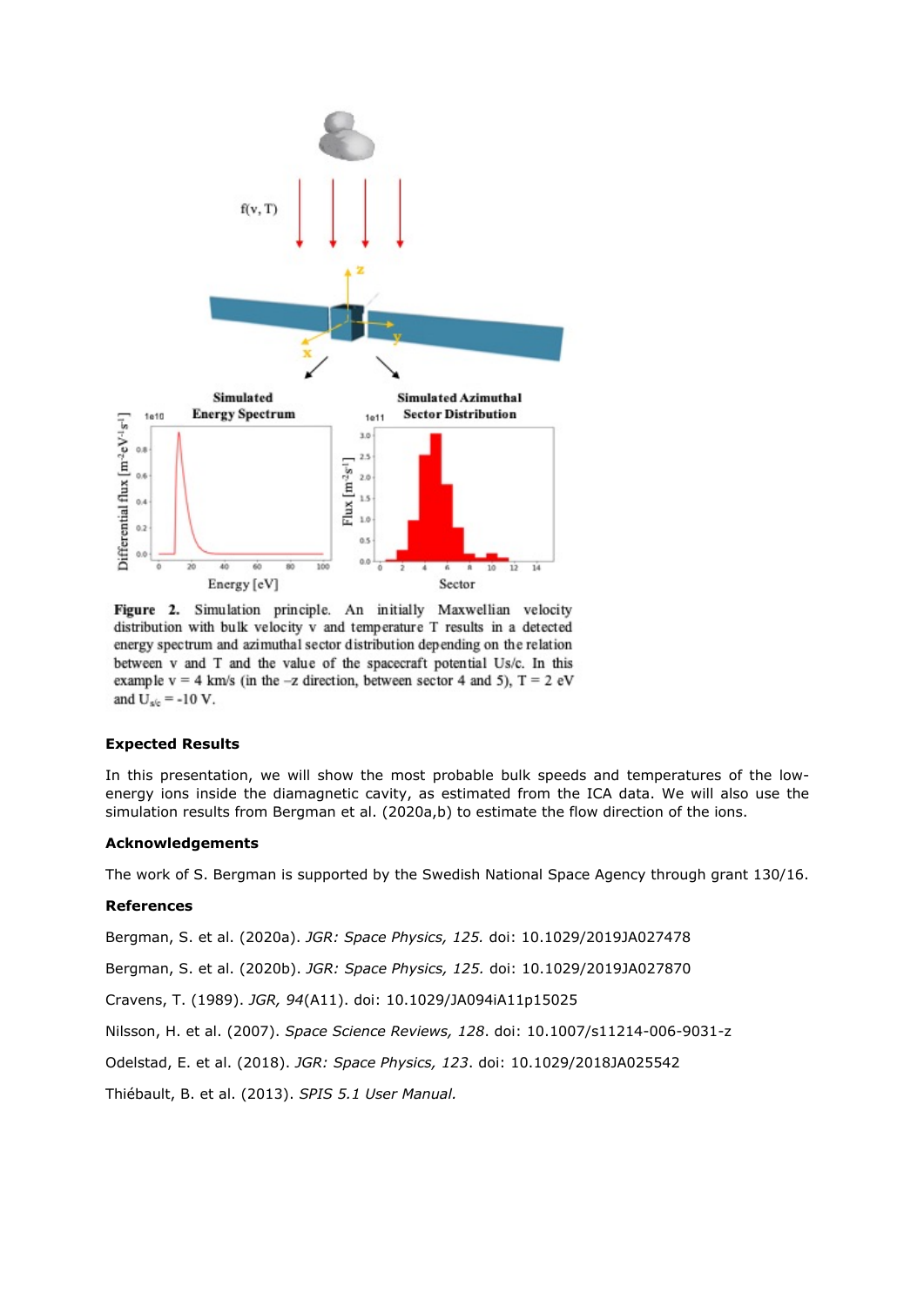f(v, T)

z

x

y

Simulated Energy Spectrum

1e10

Differential flux [m$^{-2}$eV$^{-1}$s$^{-1}$]

0.0
0.2
0.4
0.6
0.8

0 20 40 60 80 100

Energy [eV]

Simulated Azimuthal Sector Distribution

1e11

Flux [m$^{-2}$s$^{-1}$]

0.0
0.5
1.0
1.5
2.0
2.5
3.0

0 2 4 6 8 10 12 14

Sector

**Figure 2.** Simulation principle. An initially Maxwellian velocity distribution with bulk velocity v and temperature T results in a detected energy spectrum and azimuthal sector distribution depending on the relation between v and T and the value of the spacecraft potential Us/c. In this example v = 4 km/s (in the –z direction, between sector 4 and 5), T = 2 eV and $U_{s/c}$ = -10 V.

### Expected Results

In this presentation, we will show the most probable bulk speeds and temperatures of the low-energy ions inside the diamagnetic cavity, as estimated from the ICA data. We will also use the simulation results from Bergman et al. (2020a,b) to estimate the flow direction of the ions.

### Acknowledgements

The work of S. Bergman is supported by the Swedish National Space Agency through grant 130/16.

### References

Bergman, S. et al. (2020a). *JGR: Space Physics, 125.* doi: 10.1029/2019JA027478

Bergman, S. et al. (2020b). *JGR: Space Physics, 125.* doi: 10.1029/2019JA027870

Cravens, T. (1989). *JGR, 94*(A11). doi: 10.1029/JA094iA11p15025

Nilsson, H. et al. (2007). *Space Science Reviews, 128*. doi: 10.1007/s11214-006-9031-z

Odelstad, E. et al. (2018). *JGR: Space Physics, 123*. doi: 10.1029/2018JA025542

Thiébault, B. et al. (2013). *SPIS 5.1 User Manual.*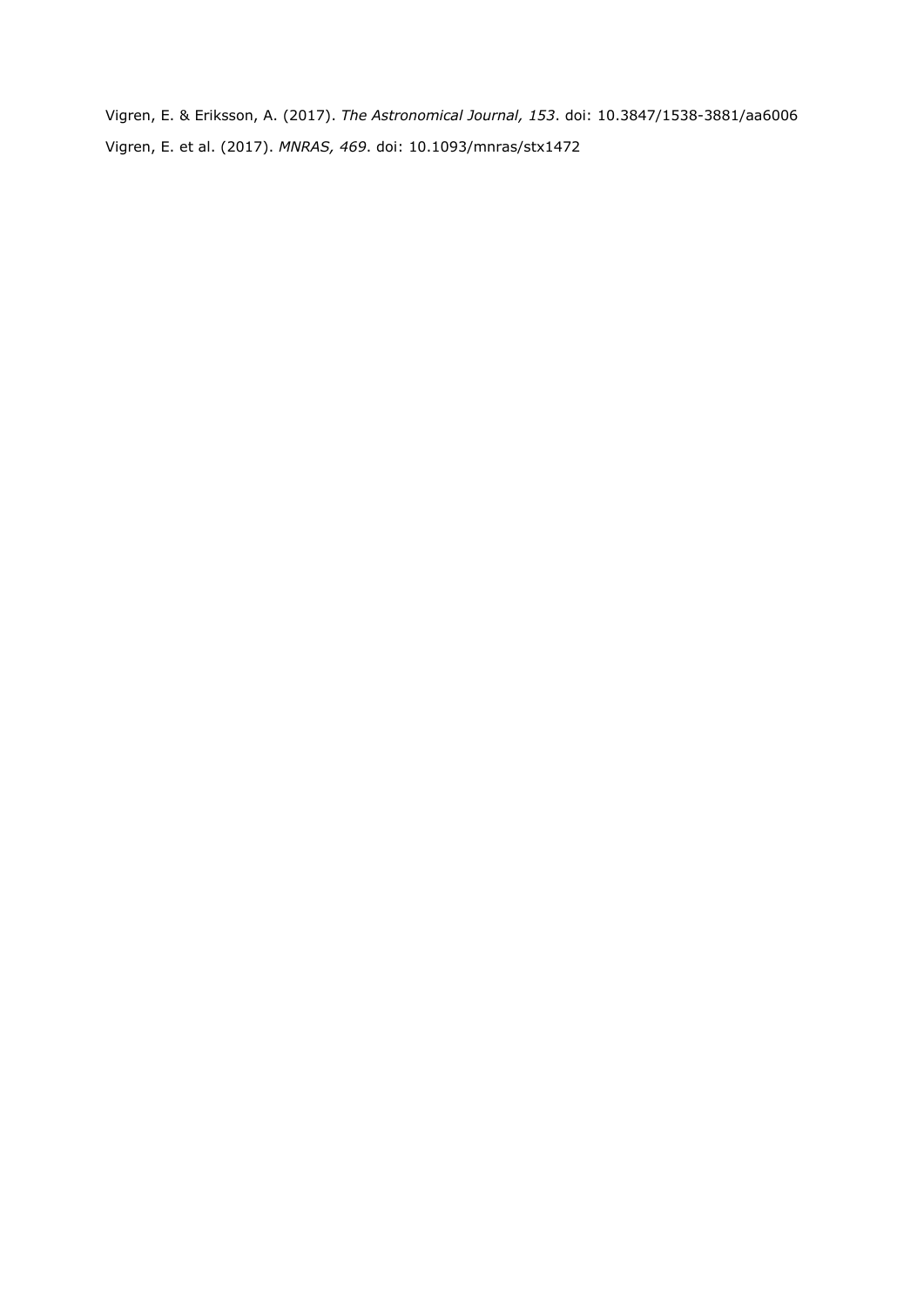Vigren, E. & Eriksson, A. (2017). *The Astronomical Journal, 153*. doi: 10.3847/1538-3881/aa6006

Vigren, E. et al. (2017). *MNRAS, 469*. doi: 10.1093/mnras/stx1472